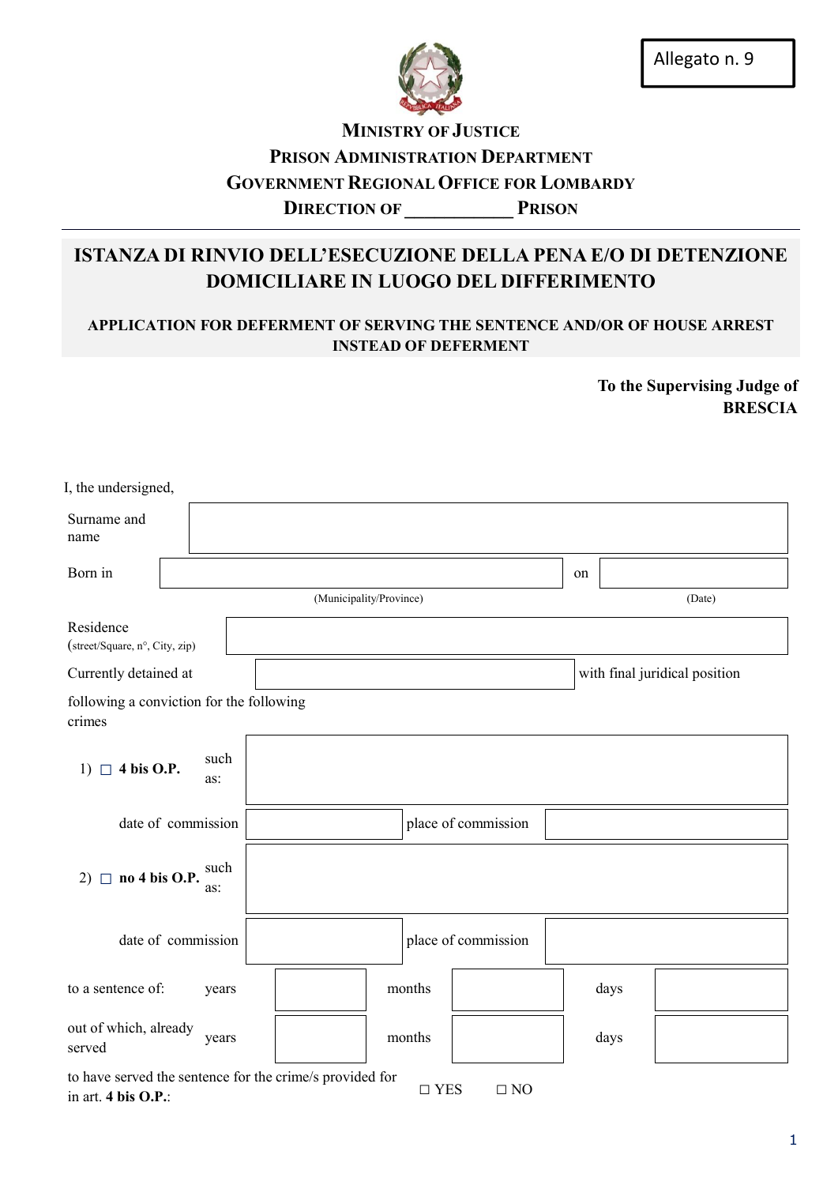Allegato n. 9

**MINISTRY OF JUSTICE**
**PRISON ADMINISTRATION DEPARTMENT**
**GOVERNMENT REGIONAL OFFICE FOR LOMBARDY**
**DIRECTION OF ____________ PRISON**

# ISTANZA DI RINVIO DELL'ESECUZIONE DELLA PENA E/O DI DETENZIONE DOMICILIARE IN LUOGO DEL DIFFERIMENTO

## APPLICATION FOR DEFERMENT OF SERVING THE SENTENCE AND/OR OF HOUSE ARREST INSTEAD OF DEFERMENT

**To the Supervising Judge of BRESCIA**

I, the undersigned,

| | |
|---|---|
| Surname and name | |

| | | | |
|---|---|---|---|
| Born in | (Municipality/Province) | on | (Date) |

| | |
|---|---|
| Residence (street/Square, n°, City, zip) | |

| | | |
|---|---|---|
| Currently detained at | | with final juridical position |

following a conviction for the following crimes

| | | | |
|---|---|---|---|
| 1) ☐ **4 bis O.P.** such as: | | | |
| date of commission | | place of commission | |
| 2) ☐ **no 4 bis O.P.** such as: | | | |
| date of commission | | place of commission | |

| | | | | | | |
|---|---|---|---|---|---|---|
| to a sentence of: | years | | months | | days | |
| out of which, already served | years | | months | | days | |

to have served the sentence for the crime/s provided for in art. **4 bis O.P.**: ☐ YES ☐ NO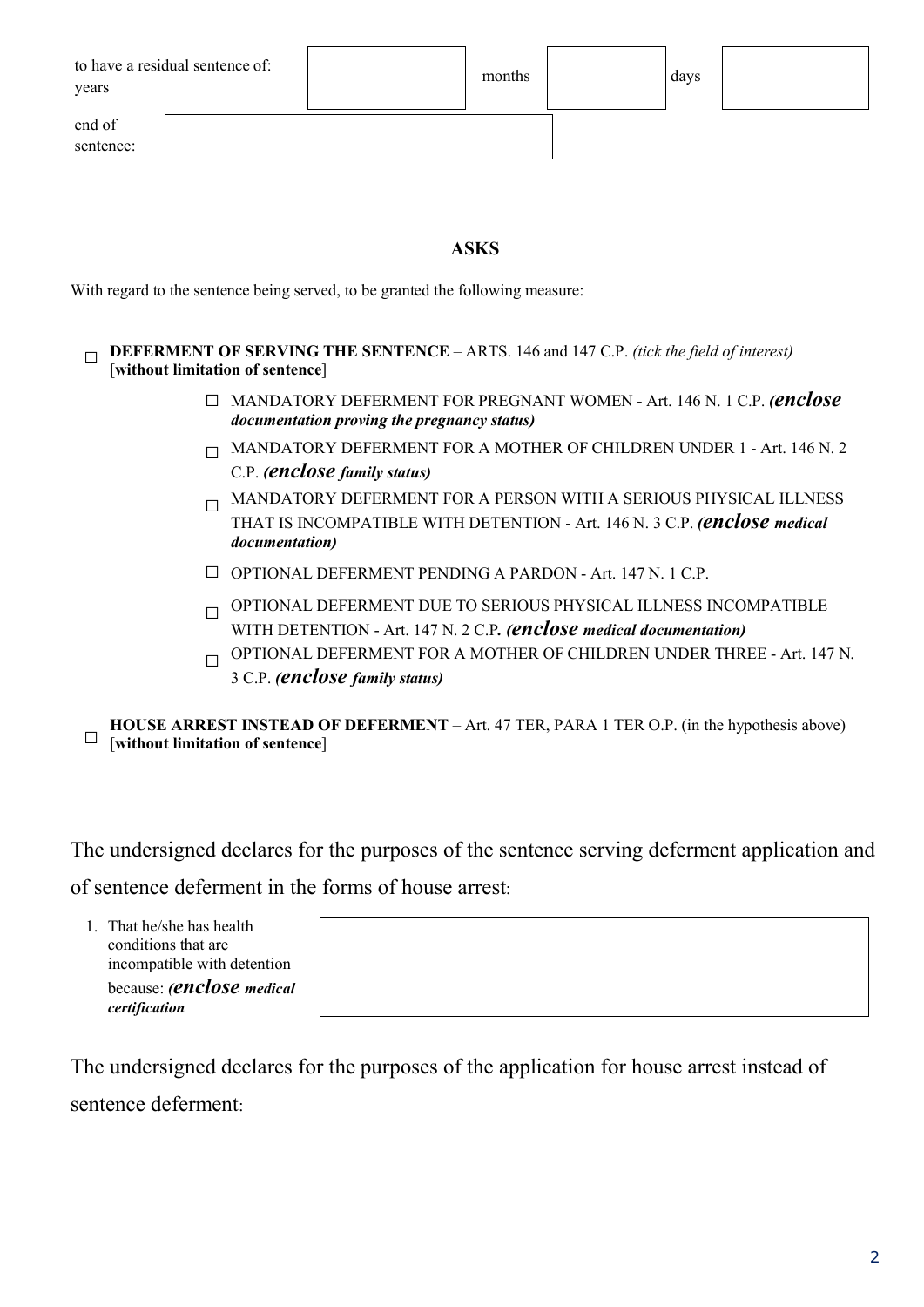| to have a residual sentence of: years | | months | | days | |
|---|---|---|---|---|---|

| end of sentence: | |
|---|---|

**ASKS**

With regard to the sentence being served, to be granted the following measure:

☐ **DEFERMENT OF SERVING THE SENTENCE** – ARTS. 146 and 147 C.P. *(tick the field of interest)* [**without limitation of sentence**]

- ☐ MANDATORY DEFERMENT FOR PREGNANT WOMEN - Art. 146 N. 1 C.P. ***(enclose documentation proving the pregnancy status)***
- ☐ MANDATORY DEFERMENT FOR A MOTHER OF CHILDREN UNDER 1 - Art. 146 N. 2 C.P. ***(enclose family status)***
- ☐ MANDATORY DEFERMENT FOR A PERSON WITH A SERIOUS PHYSICAL ILLNESS THAT IS INCOMPATIBLE WITH DETENTION - Art. 146 N. 3 C.P. ***(enclose medical documentation)***
- ☐ OPTIONAL DEFERMENT PENDING A PARDON - Art. 147 N. 1 C.P.
- ☐ OPTIONAL DEFERMENT DUE TO SERIOUS PHYSICAL ILLNESS INCOMPATIBLE WITH DETENTION - Art. 147 N. 2 C.P**.** ***(enclose medical documentation)***
- ☐ OPTIONAL DEFERMENT FOR A MOTHER OF CHILDREN UNDER THREE - Art. 147 N. 3 C.P. ***(enclose family status)***

☐ **HOUSE ARREST INSTEAD OF DEFERMENT** – Art. 47 TER, PARA 1 TER O.P. (in the hypothesis above) [**without limitation of sentence**]

The undersigned declares for the purposes of the sentence serving deferment application and of sentence deferment in the forms of house arrest:

| 1. That he/she has health conditions that are incompatible with detention because: ***(enclose medical certification*** | |
|---|---|

The undersigned declares for the purposes of the application for house arrest instead of sentence deferment: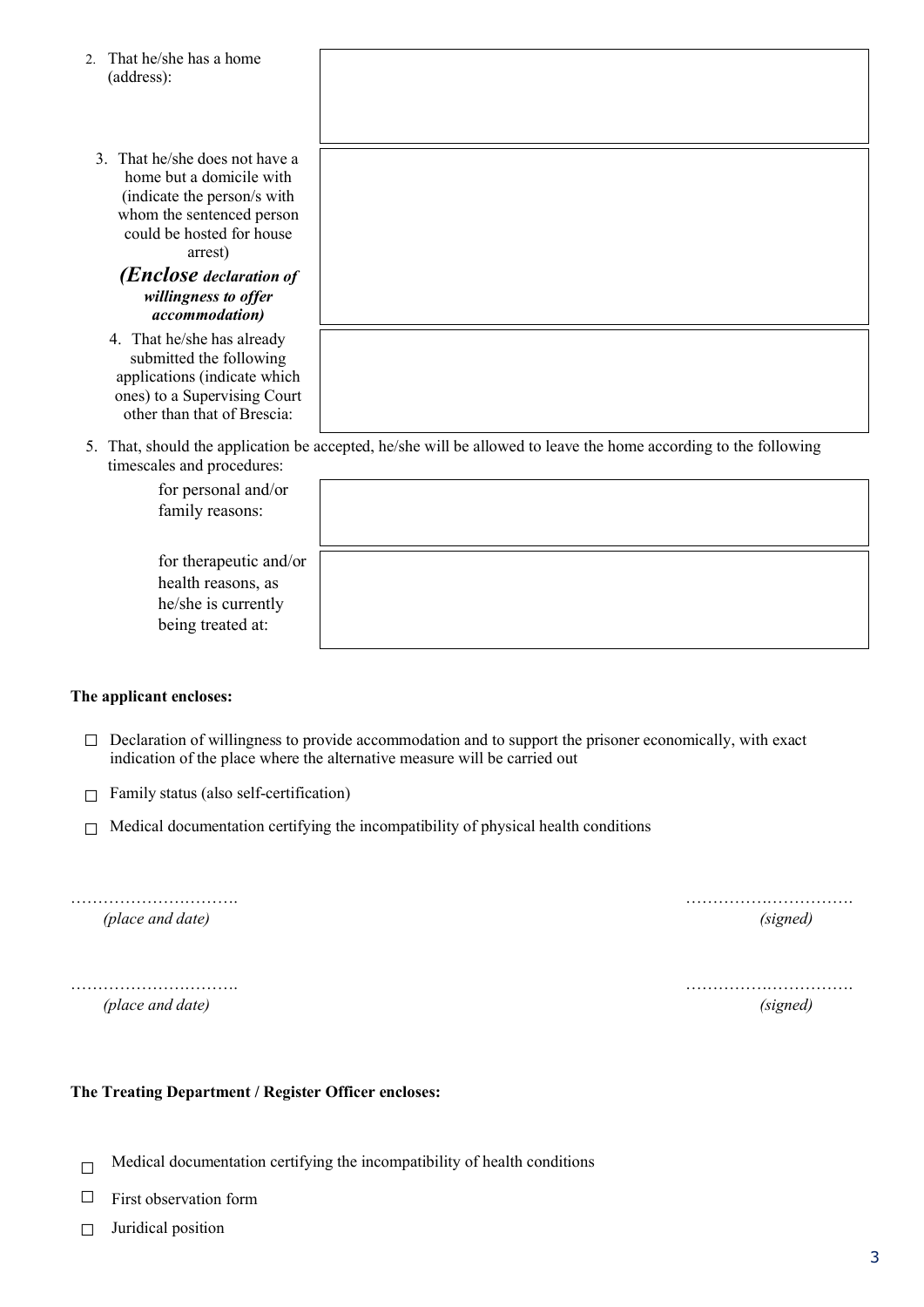2. That he/she has a home (address):

| | |
|---|---|
| | |

3. That he/she does not have a home but a domicile with (indicate the person/s with whom the sentenced person could be hosted for house arrest)
   ***(Enclose declaration of willingness to offer accommodation)***

| | |
|---|---|
| | |

4. That he/she has already submitted the following applications (indicate which ones) to a Supervising Court other than that of Brescia:

| | |
|---|---|
| | |

5. That, should the application be accepted, he/she will be allowed to leave the home according to the following timescales and procedures:

| | |
|---|---|
| for personal and/or family reasons: | |
| for therapeutic and/or health reasons, as he/she is currently being treated at: | |

**The applicant encloses:**

- ☐ Declaration of willingness to provide accommodation and to support the prisoner economically, with exact indication of the place where the alternative measure will be carried out
- ☐ Family status (also self-certification)
- ☐ Medical documentation certifying the incompatibility of physical health conditions

…………………………. …………………………
*(place and date)* *(signed)*

…………………………. …………………………
*(place and date)* *(signed)*

**The Treating Department / Register Officer encloses:**

- ☐ Medical documentation certifying the incompatibility of health conditions
- ☐ First observation form
- ☐ Juridical position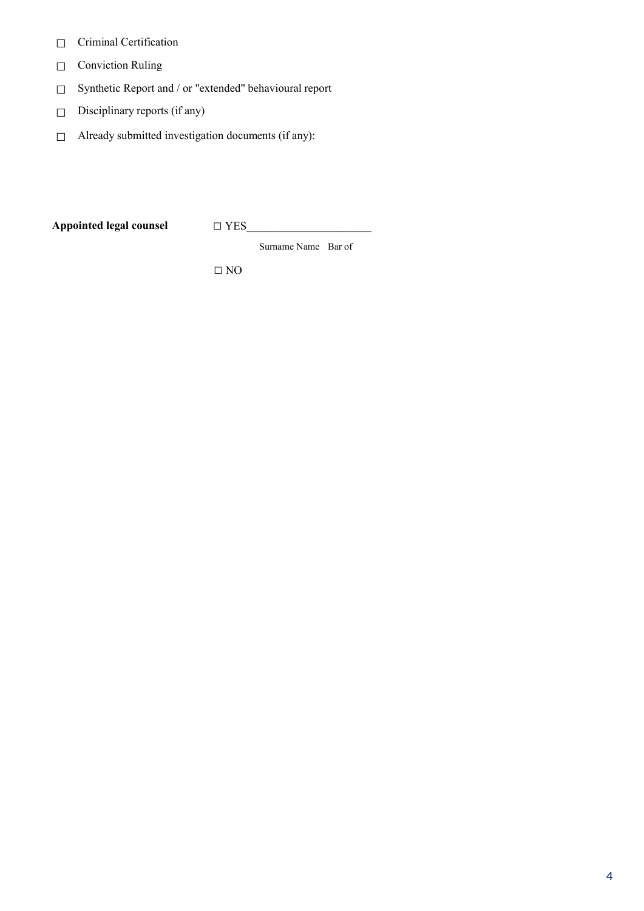- ☐ Criminal Certification
- ☐ Conviction Ruling
- ☐ Synthetic Report and / or "extended" behavioural report
- ☐ Disciplinary reports (if any)
- ☐ Already submitted investigation documents (if any):

**Appointed legal counsel** ☐ YES______________________

Surname Name Bar of

☐ NO